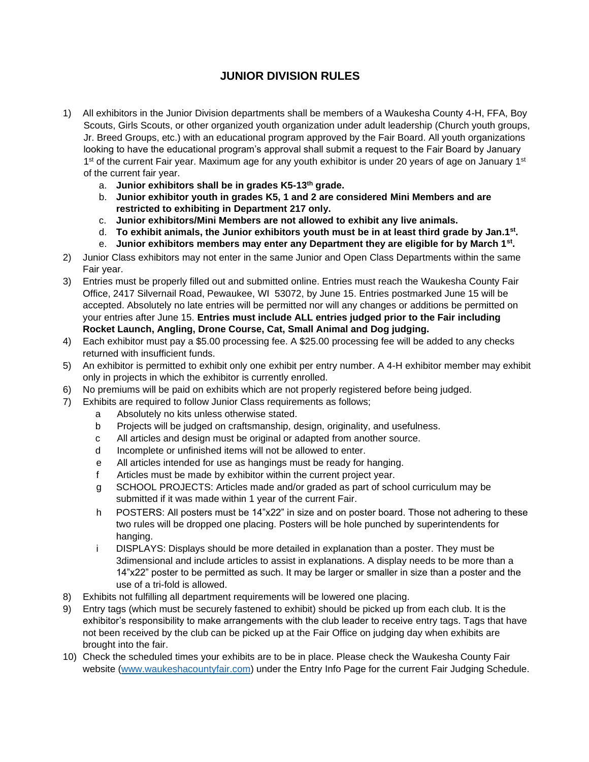# JUNIOR DIVISION RULES

1) All exhibitors in the Junior Division departments shall be members of a Waukesha County 4-H, FFA, Boy Scouts, Girls Scouts, or other organized youth organization under adult leadership (Church youth groups, Jr. Breed Groups, etc.) with an educational program approved by the Fair Board. All youth organizations looking to have the educational program's approval shall submit a request to the Fair Board by January 1st of the current Fair year. Maximum age for any youth exhibitor is under 20 years of age on January 1st of the current fair year.
   a. **Junior exhibitors shall be in grades K5-13th grade.**
   b. **Junior exhibitor youth in grades K5, 1 and 2 are considered Mini Members and are restricted to exhibiting in Department 217 only.**
   c. **Junior exhibitors/Mini Members are not allowed to exhibit any live animals.**
   d. **To exhibit animals, the Junior exhibitors youth must be in at least third grade by Jan.1st.**
   e. **Junior exhibitors members may enter any Department they are eligible for by March 1st.**
2) Junior Class exhibitors may not enter in the same Junior and Open Class Departments within the same Fair year.
3) Entries must be properly filled out and submitted online. Entries must reach the Waukesha County Fair Office, 2417 Silvernail Road, Pewaukee, WI 53072, by June 15. Entries postmarked June 15 will be accepted. Absolutely no late entries will be permitted nor will any changes or additions be permitted on your entries after June 15. **Entries must include ALL entries judged prior to the Fair including Rocket Launch, Angling, Drone Course, Cat, Small Animal and Dog judging.**
4) Each exhibitor must pay a $5.00 processing fee. A $25.00 processing fee will be added to any checks returned with insufficient funds.
5) An exhibitor is permitted to exhibit only one exhibit per entry number. A 4-H exhibitor member may exhibit only in projects in which the exhibitor is currently enrolled.
6) No premiums will be paid on exhibits which are not properly registered before being judged.
7) Exhibits are required to follow Junior Class requirements as follows;
   a Absolutely no kits unless otherwise stated.
   b Projects will be judged on craftsmanship, design, originality, and usefulness.
   c All articles and design must be original or adapted from another source.
   d Incomplete or unfinished items will not be allowed to enter.
   e All articles intended for use as hangings must be ready for hanging.
   f Articles must be made by exhibitor within the current project year.
   g SCHOOL PROJECTS: Articles made and/or graded as part of school curriculum may be submitted if it was made within 1 year of the current Fair.
   h POSTERS: All posters must be 14"x22" in size and on poster board. Those not adhering to these two rules will be dropped one placing. Posters will be hole punched by superintendents for hanging.
   i DISPLAYS: Displays should be more detailed in explanation than a poster. They must be 3dimensional and include articles to assist in explanations. A display needs to be more than a 14"x22" poster to be permitted as such. It may be larger or smaller in size than a poster and the use of a tri-fold is allowed.
8) Exhibits not fulfilling all department requirements will be lowered one placing.
9) Entry tags (which must be securely fastened to exhibit) should be picked up from each club. It is the exhibitor's responsibility to make arrangements with the club leader to receive entry tags. Tags that have not been received by the club can be picked up at the Fair Office on judging day when exhibits are brought into the fair.
10) Check the scheduled times your exhibits are to be in place. Please check the Waukesha County Fair website (www.waukeshacountyfair.com) under the Entry Info Page for the current Fair Judging Schedule.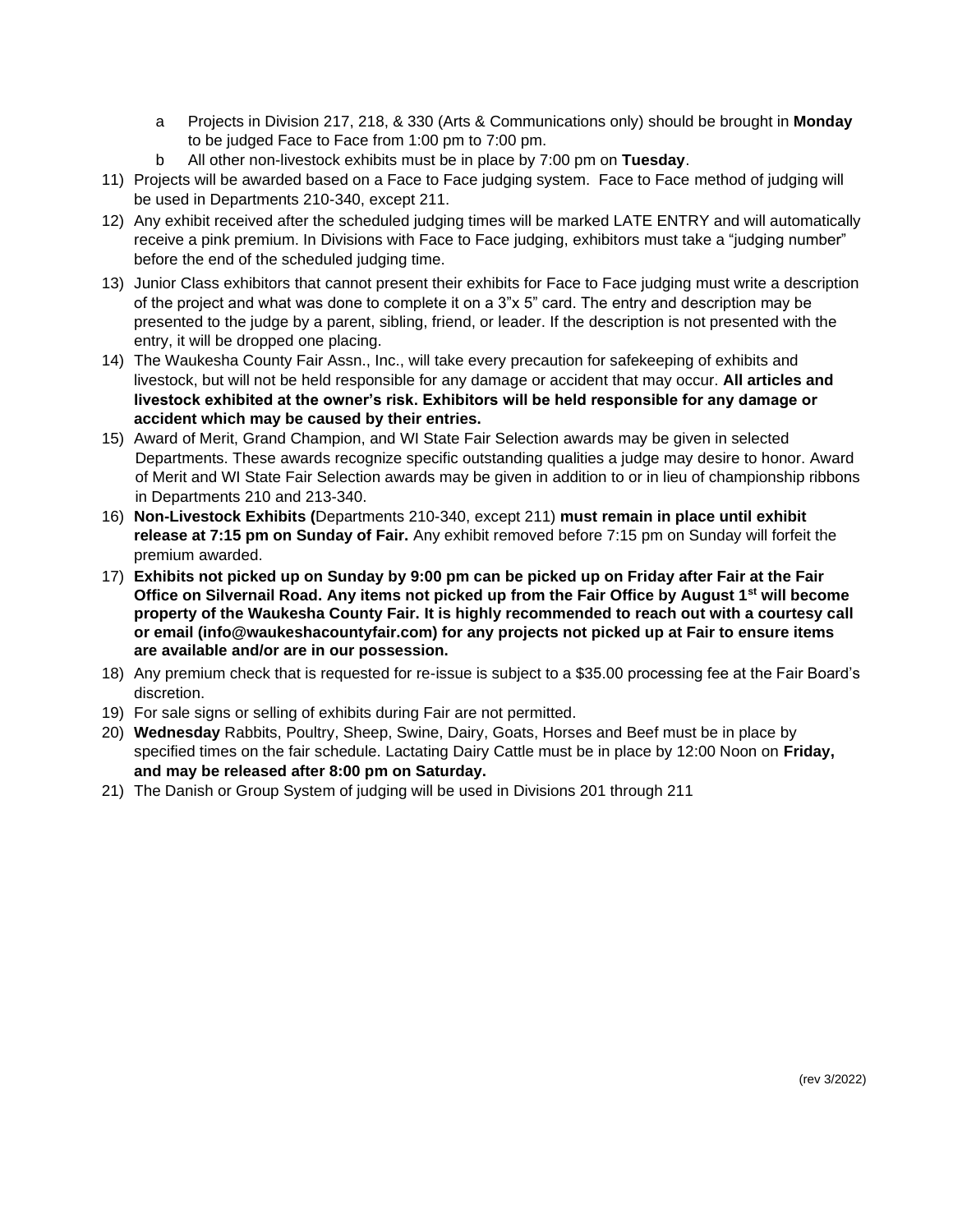a. Projects in Division 217, 218, & 330 (Arts & Communications only) should be brought in **Monday** to be judged Face to Face from 1:00 pm to 7:00 pm.

b. All other non-livestock exhibits must be in place by 7:00 pm on **Tuesday**.

11) Projects will be awarded based on a Face to Face judging system. Face to Face method of judging will be used in Departments 210-340, except 211.
12) Any exhibit received after the scheduled judging times will be marked LATE ENTRY and will automatically receive a pink premium. In Divisions with Face to Face judging, exhibitors must take a "judging number" before the end of the scheduled judging time.
13) Junior Class exhibitors that cannot present their exhibits for Face to Face judging must write a description of the project and what was done to complete it on a 3"x 5" card. The entry and description may be presented to the judge by a parent, sibling, friend, or leader. If the description is not presented with the entry, it will be dropped one placing.
14) The Waukesha County Fair Assn., Inc., will take every precaution for safekeeping of exhibits and livestock, but will not be held responsible for any damage or accident that may occur. **All articles and livestock exhibited at the owner's risk. Exhibitors will be held responsible for any damage or accident which may be caused by their entries.**
15) Award of Merit, Grand Champion, and WI State Fair Selection awards may be given in selected Departments. These awards recognize specific outstanding qualities a judge may desire to honor. Award of Merit and WI State Fair Selection awards may be given in addition to or in lieu of championship ribbons in Departments 210 and 213-340.
16) **Non-Livestock Exhibits (**Departments 210-340, except 211) **must remain in place until exhibit release at 7:15 pm on Sunday of Fair.** Any exhibit removed before 7:15 pm on Sunday will forfeit the premium awarded.
17) **Exhibits not picked up on Sunday by 9:00 pm can be picked up on Friday after Fair at the Fair Office on Silvernail Road. Any items not picked up from the Fair Office by August 1st will become property of the Waukesha County Fair. It is highly recommended to reach out with a courtesy call or email (info@waukeshacountyfair.com) for any projects not picked up at Fair to ensure items are available and/or are in our possession.**
18) Any premium check that is requested for re-issue is subject to a $35.00 processing fee at the Fair Board's discretion.
19) For sale signs or selling of exhibits during Fair are not permitted.
20) **Wednesday** Rabbits, Poultry, Sheep, Swine, Dairy, Goats, Horses and Beef must be in place by specified times on the fair schedule. Lactating Dairy Cattle must be in place by 12:00 Noon on **Friday, and may be released after 8:00 pm on Saturday.**
21) The Danish or Group System of judging will be used in Divisions 201 through 211

(rev 3/2022)